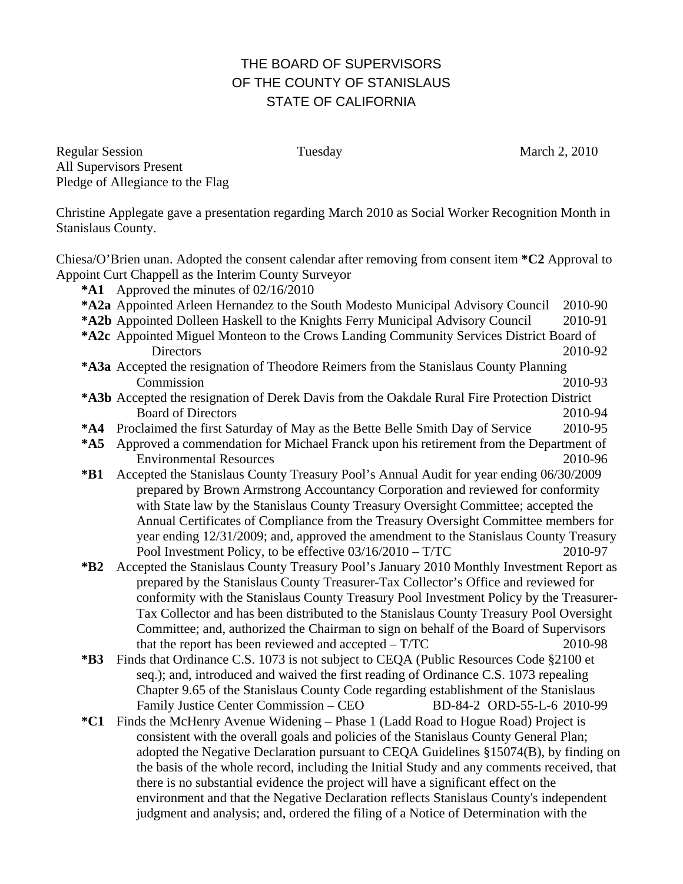THE BOARD OF SUPERVISORS
OF THE COUNTY OF STANISLAUS
STATE OF CALIFORNIA

Regular Session                                   Tuesday                                   March 2, 2010
All Supervisors Present
Pledge of Allegiance to the Flag

Christine Applegate gave a presentation regarding March 2010 as Social Worker Recognition Month in Stanislaus County.

Chiesa/O'Brien unan. Adopted the consent calendar after removing from consent item **\*C2** Approval to Appoint Curt Chappell as the Interim County Surveyor

- **\*A1** Approved the minutes of 02/16/2010
- **\*A2a** Appointed Arleen Hernandez to the South Modesto Municipal Advisory Council 2010-90
- **\*A2b** Appointed Dolleen Haskell to the Knights Ferry Municipal Advisory Council 2010-91
- **\*A2c** Appointed Miguel Monteon to the Crows Landing Community Services District Board of Directors 2010-92
- **\*A3a** Accepted the resignation of Theodore Reimers from the Stanislaus County Planning Commission 2010-93
- **\*A3b** Accepted the resignation of Derek Davis from the Oakdale Rural Fire Protection District Board of Directors 2010-94
- **\*A4** Proclaimed the first Saturday of May as the Bette Belle Smith Day of Service 2010-95
- **\*A5** Approved a commendation for Michael Franck upon his retirement from the Department of Environmental Resources 2010-96
- **\*B1** Accepted the Stanislaus County Treasury Pool's Annual Audit for year ending 06/30/2009 prepared by Brown Armstrong Accountancy Corporation and reviewed for conformity with State law by the Stanislaus County Treasury Oversight Committee; accepted the Annual Certificates of Compliance from the Treasury Oversight Committee members for year ending 12/31/2009; and, approved the amendment to the Stanislaus County Treasury Pool Investment Policy, to be effective 03/16/2010 – T/TC 2010-97
- **\*B2** Accepted the Stanislaus County Treasury Pool's January 2010 Monthly Investment Report as prepared by the Stanislaus County Treasurer-Tax Collector's Office and reviewed for conformity with the Stanislaus County Treasury Pool Investment Policy by the Treasurer-Tax Collector and has been distributed to the Stanislaus County Treasury Pool Oversight Committee; and, authorized the Chairman to sign on behalf of the Board of Supervisors that the report has been reviewed and accepted – T/TC 2010-98
- **\*B3** Finds that Ordinance C.S. 1073 is not subject to CEQA (Public Resources Code §2100 et seq.); and, introduced and waived the first reading of Ordinance C.S. 1073 repealing Chapter 9.65 of the Stanislaus County Code regarding establishment of the Stanislaus Family Justice Center Commission – CEO BD-84-2 ORD-55-L-6 2010-99
- **\*C1** Finds the McHenry Avenue Widening – Phase 1 (Ladd Road to Hogue Road) Project is consistent with the overall goals and policies of the Stanislaus County General Plan; adopted the Negative Declaration pursuant to CEQA Guidelines §15074(B), by finding on the basis of the whole record, including the Initial Study and any comments received, that there is no substantial evidence the project will have a significant effect on the environment and that the Negative Declaration reflects Stanislaus County's independent judgment and analysis; and, ordered the filing of a Notice of Determination with the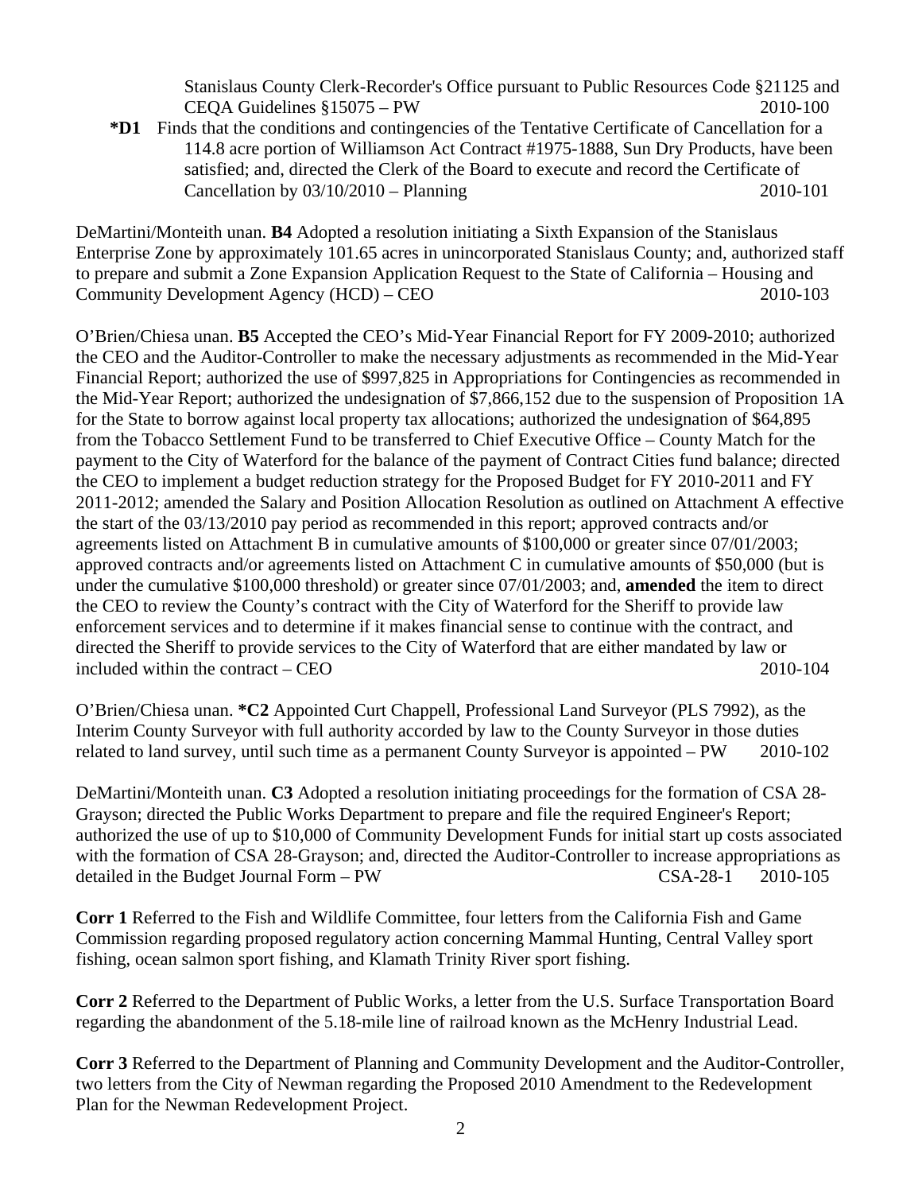Stanislaus County Clerk-Recorder's Office pursuant to Public Resources Code §21125 and CEQA Guidelines §15075 – PW 2010-100

**\*D1** Finds that the conditions and contingencies of the Tentative Certificate of Cancellation for a 114.8 acre portion of Williamson Act Contract #1975-1888, Sun Dry Products, have been satisfied; and, directed the Clerk of the Board to execute and record the Certificate of Cancellation by 03/10/2010 – Planning 2010-101

DeMartini/Monteith unan. **B4** Adopted a resolution initiating a Sixth Expansion of the Stanislaus Enterprise Zone by approximately 101.65 acres in unincorporated Stanislaus County; and, authorized staff to prepare and submit a Zone Expansion Application Request to the State of California – Housing and Community Development Agency (HCD) – CEO 2010-103

O'Brien/Chiesa unan. **B5** Accepted the CEO's Mid-Year Financial Report for FY 2009-2010; authorized the CEO and the Auditor-Controller to make the necessary adjustments as recommended in the Mid-Year Financial Report; authorized the use of $997,825 in Appropriations for Contingencies as recommended in the Mid-Year Report; authorized the undesignation of $7,866,152 due to the suspension of Proposition 1A for the State to borrow against local property tax allocations; authorized the undesignation of $64,895 from the Tobacco Settlement Fund to be transferred to Chief Executive Office – County Match for the payment to the City of Waterford for the balance of the payment of Contract Cities fund balance; directed the CEO to implement a budget reduction strategy for the Proposed Budget for FY 2010-2011 and FY 2011-2012; amended the Salary and Position Allocation Resolution as outlined on Attachment A effective the start of the 03/13/2010 pay period as recommended in this report; approved contracts and/or agreements listed on Attachment B in cumulative amounts of $100,000 or greater since 07/01/2003; approved contracts and/or agreements listed on Attachment C in cumulative amounts of $50,000 (but is under the cumulative $100,000 threshold) or greater since 07/01/2003; and, **amended** the item to direct the CEO to review the County's contract with the City of Waterford for the Sheriff to provide law enforcement services and to determine if it makes financial sense to continue with the contract, and directed the Sheriff to provide services to the City of Waterford that are either mandated by law or included within the contract – CEO 2010-104

O'Brien/Chiesa unan. **\*C2** Appointed Curt Chappell, Professional Land Surveyor (PLS 7992), as the Interim County Surveyor with full authority accorded by law to the County Surveyor in those duties related to land survey, until such time as a permanent County Surveyor is appointed – PW 2010-102

DeMartini/Monteith unan. **C3** Adopted a resolution initiating proceedings for the formation of CSA 28-Grayson; directed the Public Works Department to prepare and file the required Engineer's Report; authorized the use of up to $10,000 of Community Development Funds for initial start up costs associated with the formation of CSA 28-Grayson; and, directed the Auditor-Controller to increase appropriations as detailed in the Budget Journal Form – PW CSA-28-1 2010-105

**Corr 1** Referred to the Fish and Wildlife Committee, four letters from the California Fish and Game Commission regarding proposed regulatory action concerning Mammal Hunting, Central Valley sport fishing, ocean salmon sport fishing, and Klamath Trinity River sport fishing.

**Corr 2** Referred to the Department of Public Works, a letter from the U.S. Surface Transportation Board regarding the abandonment of the 5.18-mile line of railroad known as the McHenry Industrial Lead.

**Corr 3** Referred to the Department of Planning and Community Development and the Auditor-Controller, two letters from the City of Newman regarding the Proposed 2010 Amendment to the Redevelopment Plan for the Newman Redevelopment Project.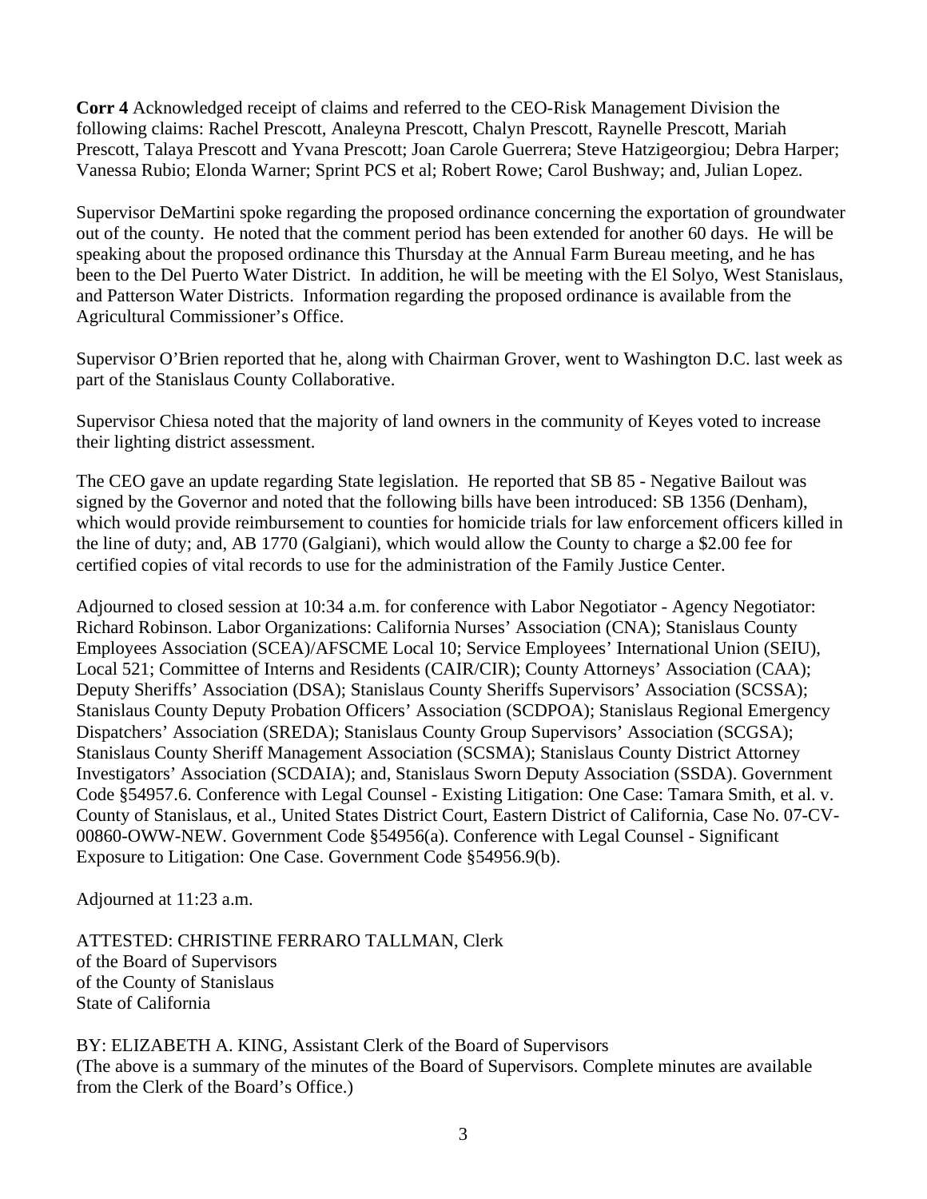**Corr 4** Acknowledged receipt of claims and referred to the CEO-Risk Management Division the following claims: Rachel Prescott, Analeyna Prescott, Chalyn Prescott, Raynelle Prescott, Mariah Prescott, Talaya Prescott and Yvana Prescott; Joan Carole Guerrera; Steve Hatzigeorgiou; Debra Harper; Vanessa Rubio; Elonda Warner; Sprint PCS et al; Robert Rowe; Carol Bushway; and, Julian Lopez.

Supervisor DeMartini spoke regarding the proposed ordinance concerning the exportation of groundwater out of the county. He noted that the comment period has been extended for another 60 days. He will be speaking about the proposed ordinance this Thursday at the Annual Farm Bureau meeting, and he has been to the Del Puerto Water District. In addition, he will be meeting with the El Solyo, West Stanislaus, and Patterson Water Districts. Information regarding the proposed ordinance is available from the Agricultural Commissioner's Office.

Supervisor O'Brien reported that he, along with Chairman Grover, went to Washington D.C. last week as part of the Stanislaus County Collaborative.

Supervisor Chiesa noted that the majority of land owners in the community of Keyes voted to increase their lighting district assessment.

The CEO gave an update regarding State legislation. He reported that SB 85 - Negative Bailout was signed by the Governor and noted that the following bills have been introduced: SB 1356 (Denham), which would provide reimbursement to counties for homicide trials for law enforcement officers killed in the line of duty; and, AB 1770 (Galgiani), which would allow the County to charge a $2.00 fee for certified copies of vital records to use for the administration of the Family Justice Center.

Adjourned to closed session at 10:34 a.m. for conference with Labor Negotiator - Agency Negotiator: Richard Robinson. Labor Organizations: California Nurses' Association (CNA); Stanislaus County Employees Association (SCEA)/AFSCME Local 10; Service Employees' International Union (SEIU), Local 521; Committee of Interns and Residents (CAIR/CIR); County Attorneys' Association (CAA); Deputy Sheriffs' Association (DSA); Stanislaus County Sheriffs Supervisors' Association (SCSSA); Stanislaus County Deputy Probation Officers' Association (SCDPOA); Stanislaus Regional Emergency Dispatchers' Association (SREDA); Stanislaus County Group Supervisors' Association (SCGSA); Stanislaus County Sheriff Management Association (SCSMA); Stanislaus County District Attorney Investigators' Association (SCDAIA); and, Stanislaus Sworn Deputy Association (SSDA). Government Code §54957.6. Conference with Legal Counsel - Existing Litigation: One Case: Tamara Smith, et al. v. County of Stanislaus, et al., United States District Court, Eastern District of California, Case No. 07-CV-00860-OWW-NEW. Government Code §54956(a). Conference with Legal Counsel - Significant Exposure to Litigation: One Case. Government Code §54956.9(b).

Adjourned at 11:23 a.m.

ATTESTED: CHRISTINE FERRARO TALLMAN, Clerk
of the Board of Supervisors
of the County of Stanislaus
State of California

BY: ELIZABETH A. KING, Assistant Clerk of the Board of Supervisors
(The above is a summary of the minutes of the Board of Supervisors. Complete minutes are available from the Clerk of the Board's Office.)